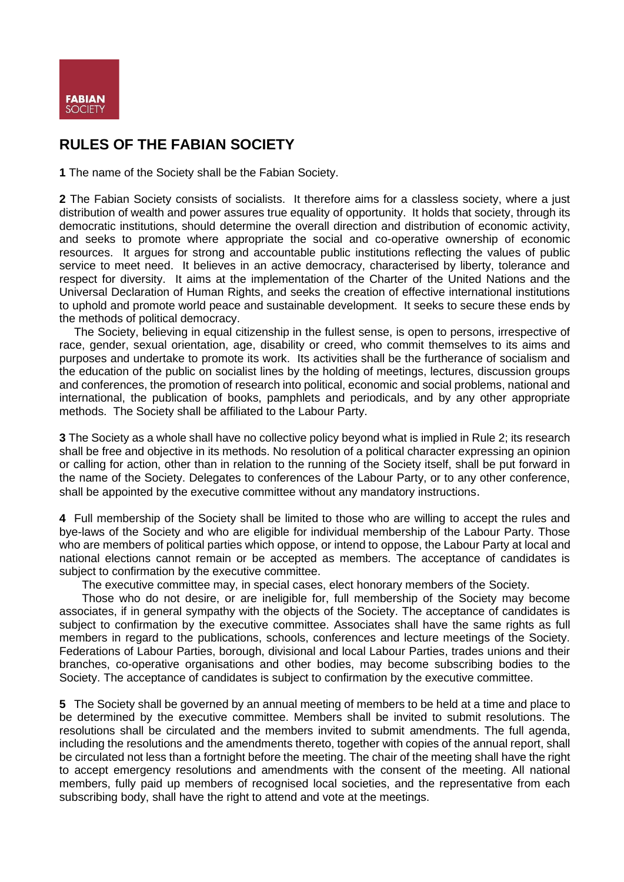FABIAN SOCIETY

# RULES OF THE FABIAN SOCIETY

**1** The name of the Society shall be the Fabian Society.

**2** The Fabian Society consists of socialists. It therefore aims for a classless society, where a just distribution of wealth and power assures true equality of opportunity. It holds that society, through its democratic institutions, should determine the overall direction and distribution of economic activity, and seeks to promote where appropriate the social and co-operative ownership of economic resources. It argues for strong and accountable public institutions reflecting the values of public service to meet need. It believes in an active democracy, characterised by liberty, tolerance and respect for diversity. It aims at the implementation of the Charter of the United Nations and the Universal Declaration of Human Rights, and seeks the creation of effective international institutions to uphold and promote world peace and sustainable development. It seeks to secure these ends by the methods of political democracy.

The Society, believing in equal citizenship in the fullest sense, is open to persons, irrespective of race, gender, sexual orientation, age, disability or creed, who commit themselves to its aims and purposes and undertake to promote its work. Its activities shall be the furtherance of socialism and the education of the public on socialist lines by the holding of meetings, lectures, discussion groups and conferences, the promotion of research into political, economic and social problems, national and international, the publication of books, pamphlets and periodicals, and by any other appropriate methods. The Society shall be affiliated to the Labour Party.

**3** The Society as a whole shall have no collective policy beyond what is implied in Rule 2; its research shall be free and objective in its methods. No resolution of a political character expressing an opinion or calling for action, other than in relation to the running of the Society itself, shall be put forward in the name of the Society. Delegates to conferences of the Labour Party, or to any other conference, shall be appointed by the executive committee without any mandatory instructions.

**4** Full membership of the Society shall be limited to those who are willing to accept the rules and bye-laws of the Society and who are eligible for individual membership of the Labour Party. Those who are members of political parties which oppose, or intend to oppose, the Labour Party at local and national elections cannot remain or be accepted as members. The acceptance of candidates is subject to confirmation by the executive committee.

The executive committee may, in special cases, elect honorary members of the Society.

Those who do not desire, or are ineligible for, full membership of the Society may become associates, if in general sympathy with the objects of the Society. The acceptance of candidates is subject to confirmation by the executive committee. Associates shall have the same rights as full members in regard to the publications, schools, conferences and lecture meetings of the Society. Federations of Labour Parties, borough, divisional and local Labour Parties, trades unions and their branches, co-operative organisations and other bodies, may become subscribing bodies to the Society. The acceptance of candidates is subject to confirmation by the executive committee.

**5** The Society shall be governed by an annual meeting of members to be held at a time and place to be determined by the executive committee. Members shall be invited to submit resolutions. The resolutions shall be circulated and the members invited to submit amendments. The full agenda, including the resolutions and the amendments thereto, together with copies of the annual report, shall be circulated not less than a fortnight before the meeting. The chair of the meeting shall have the right to accept emergency resolutions and amendments with the consent of the meeting. All national members, fully paid up members of recognised local societies, and the representative from each subscribing body, shall have the right to attend and vote at the meetings.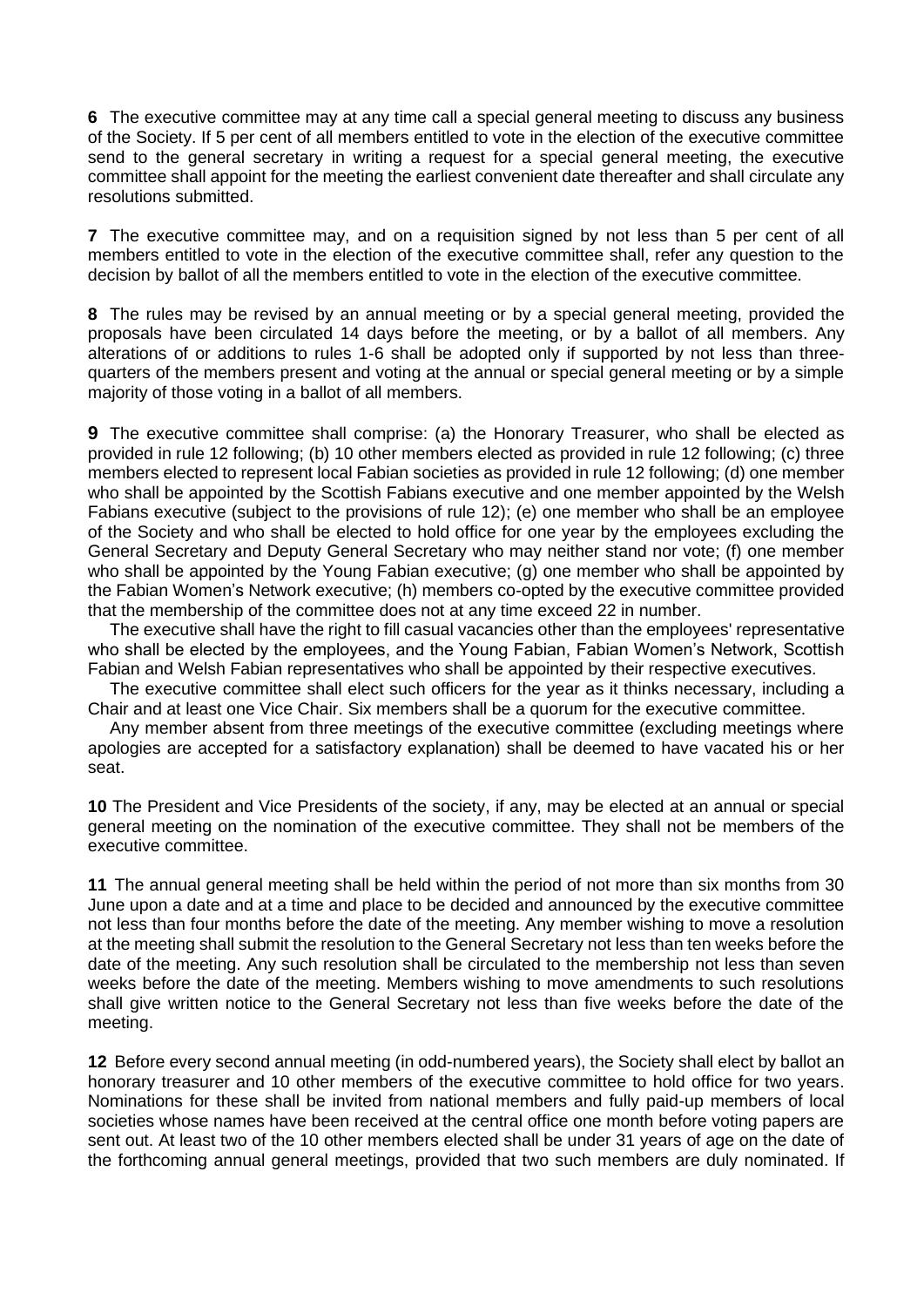**6** The executive committee may at any time call a special general meeting to discuss any business of the Society. If 5 per cent of all members entitled to vote in the election of the executive committee send to the general secretary in writing a request for a special general meeting, the executive committee shall appoint for the meeting the earliest convenient date thereafter and shall circulate any resolutions submitted.

**7** The executive committee may, and on a requisition signed by not less than 5 per cent of all members entitled to vote in the election of the executive committee shall, refer any question to the decision by ballot of all the members entitled to vote in the election of the executive committee.

**8** The rules may be revised by an annual meeting or by a special general meeting, provided the proposals have been circulated 14 days before the meeting, or by a ballot of all members. Any alterations of or additions to rules 1-6 shall be adopted only if supported by not less than three-quarters of the members present and voting at the annual or special general meeting or by a simple majority of those voting in a ballot of all members.

**9** The executive committee shall comprise: (a) the Honorary Treasurer, who shall be elected as provided in rule 12 following; (b) 10 other members elected as provided in rule 12 following; (c) three members elected to represent local Fabian societies as provided in rule 12 following; (d) one member who shall be appointed by the Scottish Fabians executive and one member appointed by the Welsh Fabians executive (subject to the provisions of rule 12); (e) one member who shall be an employee of the Society and who shall be elected to hold office for one year by the employees excluding the General Secretary and Deputy General Secretary who may neither stand nor vote; (f) one member who shall be appointed by the Young Fabian executive; (g) one member who shall be appointed by the Fabian Women's Network executive; (h) members co-opted by the executive committee provided that the membership of the committee does not at any time exceed 22 in number.

The executive shall have the right to fill casual vacancies other than the employees' representative who shall be elected by the employees, and the Young Fabian, Fabian Women's Network, Scottish Fabian and Welsh Fabian representatives who shall be appointed by their respective executives.

The executive committee shall elect such officers for the year as it thinks necessary, including a Chair and at least one Vice Chair. Six members shall be a quorum for the executive committee.

Any member absent from three meetings of the executive committee (excluding meetings where apologies are accepted for a satisfactory explanation) shall be deemed to have vacated his or her seat.

**10** The President and Vice Presidents of the society, if any, may be elected at an annual or special general meeting on the nomination of the executive committee. They shall not be members of the executive committee.

**11** The annual general meeting shall be held within the period of not more than six months from 30 June upon a date and at a time and place to be decided and announced by the executive committee not less than four months before the date of the meeting. Any member wishing to move a resolution at the meeting shall submit the resolution to the General Secretary not less than ten weeks before the date of the meeting. Any such resolution shall be circulated to the membership not less than seven weeks before the date of the meeting. Members wishing to move amendments to such resolutions shall give written notice to the General Secretary not less than five weeks before the date of the meeting.

**12** Before every second annual meeting (in odd-numbered years), the Society shall elect by ballot an honorary treasurer and 10 other members of the executive committee to hold office for two years. Nominations for these shall be invited from national members and fully paid-up members of local societies whose names have been received at the central office one month before voting papers are sent out. At least two of the 10 other members elected shall be under 31 years of age on the date of the forthcoming annual general meetings, provided that two such members are duly nominated. If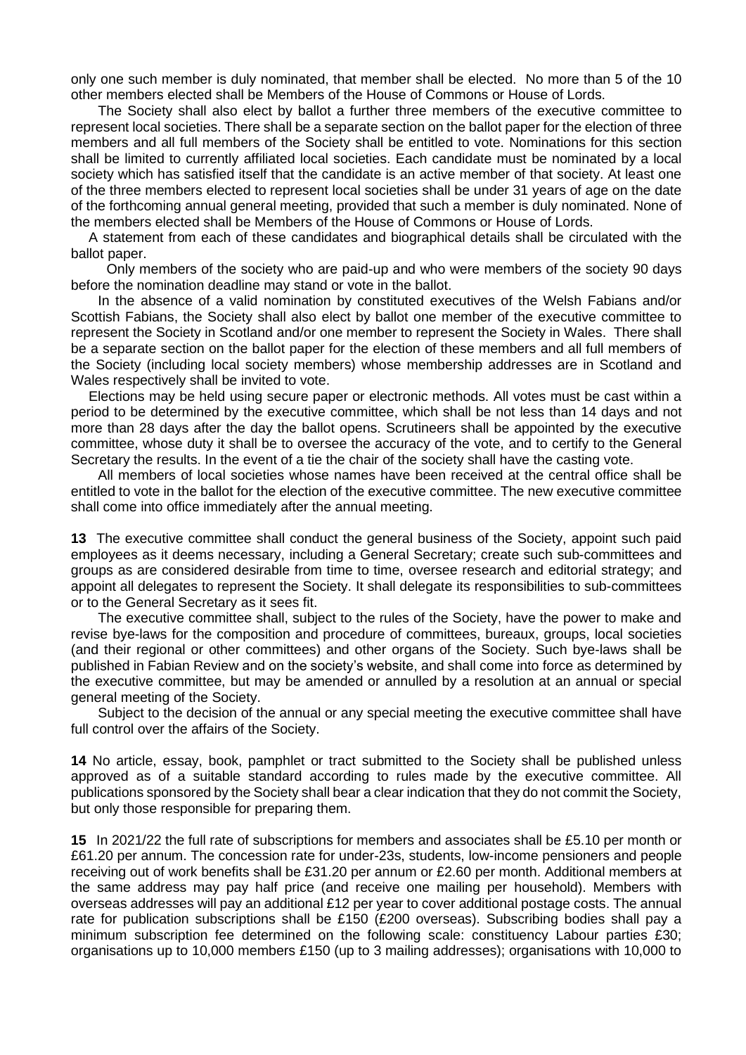only one such member is duly nominated, that member shall be elected. No more than 5 of the 10 other members elected shall be Members of the House of Commons or House of Lords.

The Society shall also elect by ballot a further three members of the executive committee to represent local societies. There shall be a separate section on the ballot paper for the election of three members and all full members of the Society shall be entitled to vote. Nominations for this section shall be limited to currently affiliated local societies. Each candidate must be nominated by a local society which has satisfied itself that the candidate is an active member of that society. At least one of the three members elected to represent local societies shall be under 31 years of age on the date of the forthcoming annual general meeting, provided that such a member is duly nominated. None of the members elected shall be Members of the House of Commons or House of Lords.

A statement from each of these candidates and biographical details shall be circulated with the ballot paper.

Only members of the society who are paid-up and who were members of the society 90 days before the nomination deadline may stand or vote in the ballot.

In the absence of a valid nomination by constituted executives of the Welsh Fabians and/or Scottish Fabians, the Society shall also elect by ballot one member of the executive committee to represent the Society in Scotland and/or one member to represent the Society in Wales. There shall be a separate section on the ballot paper for the election of these members and all full members of the Society (including local society members) whose membership addresses are in Scotland and Wales respectively shall be invited to vote.

Elections may be held using secure paper or electronic methods. All votes must be cast within a period to be determined by the executive committee, which shall be not less than 14 days and not more than 28 days after the day the ballot opens. Scrutineers shall be appointed by the executive committee, whose duty it shall be to oversee the accuracy of the vote, and to certify to the General Secretary the results. In the event of a tie the chair of the society shall have the casting vote.

All members of local societies whose names have been received at the central office shall be entitled to vote in the ballot for the election of the executive committee. The new executive committee shall come into office immediately after the annual meeting.

**13** The executive committee shall conduct the general business of the Society, appoint such paid employees as it deems necessary, including a General Secretary; create such sub-committees and groups as are considered desirable from time to time, oversee research and editorial strategy; and appoint all delegates to represent the Society. It shall delegate its responsibilities to sub-committees or to the General Secretary as it sees fit.

The executive committee shall, subject to the rules of the Society, have the power to make and revise bye-laws for the composition and procedure of committees, bureaux, groups, local societies (and their regional or other committees) and other organs of the Society. Such bye-laws shall be published in Fabian Review and on the society's website, and shall come into force as determined by the executive committee, but may be amended or annulled by a resolution at an annual or special general meeting of the Society.

Subject to the decision of the annual or any special meeting the executive committee shall have full control over the affairs of the Society.

**14** No article, essay, book, pamphlet or tract submitted to the Society shall be published unless approved as of a suitable standard according to rules made by the executive committee. All publications sponsored by the Society shall bear a clear indication that they do not commit the Society, but only those responsible for preparing them.

**15** In 2021/22 the full rate of subscriptions for members and associates shall be £5.10 per month or £61.20 per annum. The concession rate for under-23s, students, low-income pensioners and people receiving out of work benefits shall be £31.20 per annum or £2.60 per month. Additional members at the same address may pay half price (and receive one mailing per household). Members with overseas addresses will pay an additional £12 per year to cover additional postage costs. The annual rate for publication subscriptions shall be £150 (£200 overseas). Subscribing bodies shall pay a minimum subscription fee determined on the following scale: constituency Labour parties £30; organisations up to 10,000 members £150 (up to 3 mailing addresses); organisations with 10,000 to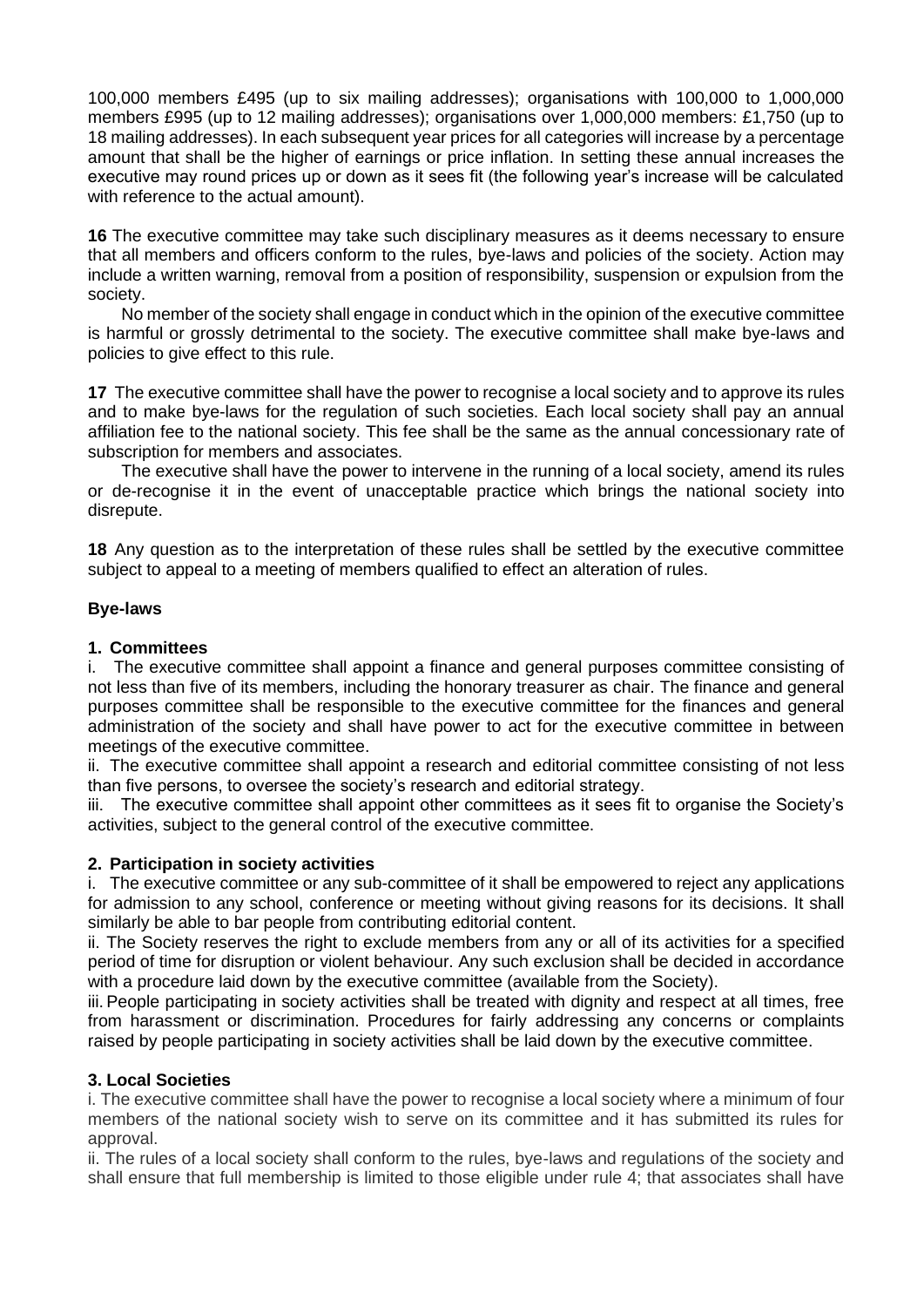100,000 members £495 (up to six mailing addresses); organisations with 100,000 to 1,000,000 members £995 (up to 12 mailing addresses); organisations over 1,000,000 members: £1,750 (up to 18 mailing addresses). In each subsequent year prices for all categories will increase by a percentage amount that shall be the higher of earnings or price inflation. In setting these annual increases the executive may round prices up or down as it sees fit (the following year's increase will be calculated with reference to the actual amount).

**16** The executive committee may take such disciplinary measures as it deems necessary to ensure that all members and officers conform to the rules, bye-laws and policies of the society. Action may include a written warning, removal from a position of responsibility, suspension or expulsion from the society.

No member of the society shall engage in conduct which in the opinion of the executive committee is harmful or grossly detrimental to the society. The executive committee shall make bye-laws and policies to give effect to this rule.

**17** The executive committee shall have the power to recognise a local society and to approve its rules and to make bye-laws for the regulation of such societies. Each local society shall pay an annual affiliation fee to the national society. This fee shall be the same as the annual concessionary rate of subscription for members and associates.

The executive shall have the power to intervene in the running of a local society, amend its rules or de-recognise it in the event of unacceptable practice which brings the national society into disrepute.

**18** Any question as to the interpretation of these rules shall be settled by the executive committee subject to appeal to a meeting of members qualified to effect an alteration of rules.

## Bye-laws

### 1. Committees

i. The executive committee shall appoint a finance and general purposes committee consisting of not less than five of its members, including the honorary treasurer as chair. The finance and general purposes committee shall be responsible to the executive committee for the finances and general administration of the society and shall have power to act for the executive committee in between meetings of the executive committee.

ii. The executive committee shall appoint a research and editorial committee consisting of not less than five persons, to oversee the society's research and editorial strategy.

iii. The executive committee shall appoint other committees as it sees fit to organise the Society's activities, subject to the general control of the executive committee.

### 2. Participation in society activities

i. The executive committee or any sub-committee of it shall be empowered to reject any applications for admission to any school, conference or meeting without giving reasons for its decisions. It shall similarly be able to bar people from contributing editorial content.

ii. The Society reserves the right to exclude members from any or all of its activities for a specified period of time for disruption or violent behaviour. Any such exclusion shall be decided in accordance with a procedure laid down by the executive committee (available from the Society).

iii. People participating in society activities shall be treated with dignity and respect at all times, free from harassment or discrimination. Procedures for fairly addressing any concerns or complaints raised by people participating in society activities shall be laid down by the executive committee.

### 3. Local Societies

i. The executive committee shall have the power to recognise a local society where a minimum of four members of the national society wish to serve on its committee and it has submitted its rules for approval.

ii. The rules of a local society shall conform to the rules, bye-laws and regulations of the society and shall ensure that full membership is limited to those eligible under rule 4; that associates shall have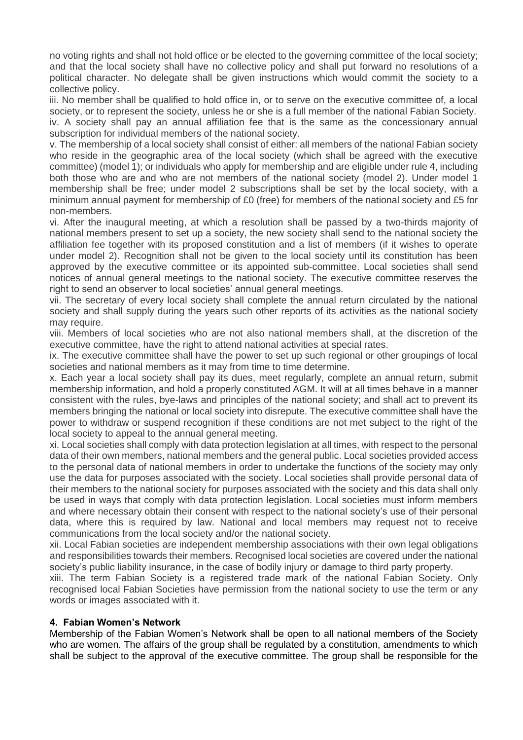no voting rights and shall not hold office or be elected to the governing committee of the local society; and that the local society shall have no collective policy and shall put forward no resolutions of a political character. No delegate shall be given instructions which would commit the society to a collective policy.

iii. No member shall be qualified to hold office in, or to serve on the executive committee of, a local society, or to represent the society, unless he or she is a full member of the national Fabian Society.

iv. A society shall pay an annual affiliation fee that is the same as the concessionary annual subscription for individual members of the national society.

v. The membership of a local society shall consist of either: all members of the national Fabian society who reside in the geographic area of the local society (which shall be agreed with the executive committee) (model 1); or individuals who apply for membership and are eligible under rule 4, including both those who are and who are not members of the national society (model 2). Under model 1 membership shall be free; under model 2 subscriptions shall be set by the local society, with a minimum annual payment for membership of £0 (free) for members of the national society and £5 for non-members.

vi. After the inaugural meeting, at which a resolution shall be passed by a two-thirds majority of national members present to set up a society, the new society shall send to the national society the affiliation fee together with its proposed constitution and a list of members (if it wishes to operate under model 2). Recognition shall not be given to the local society until its constitution has been approved by the executive committee or its appointed sub-committee. Local societies shall send notices of annual general meetings to the national society. The executive committee reserves the right to send an observer to local societies' annual general meetings.

vii. The secretary of every local society shall complete the annual return circulated by the national society and shall supply during the years such other reports of its activities as the national society may require.

viii. Members of local societies who are not also national members shall, at the discretion of the executive committee, have the right to attend national activities at special rates.

ix. The executive committee shall have the power to set up such regional or other groupings of local societies and national members as it may from time to time determine.

x. Each year a local society shall pay its dues, meet regularly, complete an annual return, submit membership information, and hold a properly constituted AGM. It will at all times behave in a manner consistent with the rules, bye-laws and principles of the national society; and shall act to prevent its members bringing the national or local society into disrepute. The executive committee shall have the power to withdraw or suspend recognition if these conditions are not met subject to the right of the local society to appeal to the annual general meeting.

xi. Local societies shall comply with data protection legislation at all times, with respect to the personal data of their own members, national members and the general public. Local societies provided access to the personal data of national members in order to undertake the functions of the society may only use the data for purposes associated with the society. Local societies shall provide personal data of their members to the national society for purposes associated with the society and this data shall only be used in ways that comply with data protection legislation. Local societies must inform members and where necessary obtain their consent with respect to the national society's use of their personal data, where this is required by law. National and local members may request not to receive communications from the local society and/or the national society.

xii. Local Fabian societies are independent membership associations with their own legal obligations and responsibilities towards their members. Recognised local societies are covered under the national society's public liability insurance, in the case of bodily injury or damage to third party property.

xiii. The term Fabian Society is a registered trade mark of the national Fabian Society. Only recognised local Fabian Societies have permission from the national society to use the term or any words or images associated with it.

**4. Fabian Women's Network**

Membership of the Fabian Women's Network shall be open to all national members of the Society who are women. The affairs of the group shall be regulated by a constitution, amendments to which shall be subject to the approval of the executive committee. The group shall be responsible for the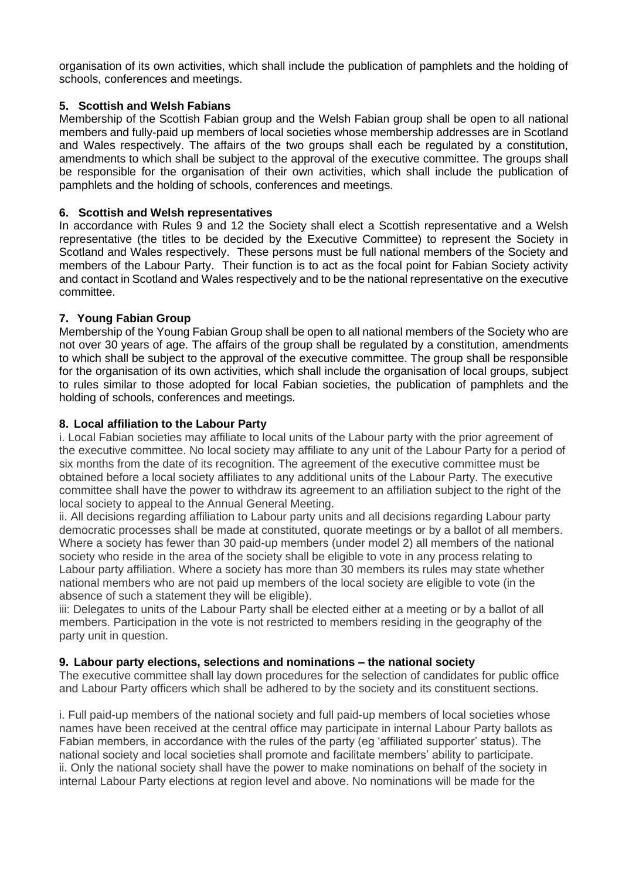organisation of its own activities, which shall include the publication of pamphlets and the holding of schools, conferences and meetings.

### 5. Scottish and Welsh Fabians

Membership of the Scottish Fabian group and the Welsh Fabian group shall be open to all national members and fully-paid up members of local societies whose membership addresses are in Scotland and Wales respectively. The affairs of the two groups shall each be regulated by a constitution, amendments to which shall be subject to the approval of the executive committee. The groups shall be responsible for the organisation of their own activities, which shall include the publication of pamphlets and the holding of schools, conferences and meetings.

### 6. Scottish and Welsh representatives

In accordance with Rules 9 and 12 the Society shall elect a Scottish representative and a Welsh representative (the titles to be decided by the Executive Committee) to represent the Society in Scotland and Wales respectively. These persons must be full national members of the Society and members of the Labour Party. Their function is to act as the focal point for Fabian Society activity and contact in Scotland and Wales respectively and to be the national representative on the executive committee.

### 7. Young Fabian Group

Membership of the Young Fabian Group shall be open to all national members of the Society who are not over 30 years of age. The affairs of the group shall be regulated by a constitution, amendments to which shall be subject to the approval of the executive committee. The group shall be responsible for the organisation of its own activities, which shall include the organisation of local groups, subject to rules similar to those adopted for local Fabian societies, the publication of pamphlets and the holding of schools, conferences and meetings.

### 8. Local affiliation to the Labour Party

i. Local Fabian societies may affiliate to local units of the Labour party with the prior agreement of the executive committee. No local society may affiliate to any unit of the Labour Party for a period of six months from the date of its recognition. The agreement of the executive committee must be obtained before a local society affiliates to any additional units of the Labour Party. The executive committee shall have the power to withdraw its agreement to an affiliation subject to the right of the local society to appeal to the Annual General Meeting.

ii. All decisions regarding affiliation to Labour party units and all decisions regarding Labour party democratic processes shall be made at constituted, quorate meetings or by a ballot of all members. Where a society has fewer than 30 paid-up members (under model 2) all members of the national society who reside in the area of the society shall be eligible to vote in any process relating to Labour party affiliation. Where a society has more than 30 members its rules may state whether national members who are not paid up members of the local society are eligible to vote (in the absence of such a statement they will be eligible).

iii: Delegates to units of the Labour Party shall be elected either at a meeting or by a ballot of all members. Participation in the vote is not restricted to members residing in the geography of the party unit in question.

### 9. Labour party elections, selections and nominations – the national society

The executive committee shall lay down procedures for the selection of candidates for public office and Labour Party officers which shall be adhered to by the society and its constituent sections.

i. Full paid-up members of the national society and full paid-up members of local societies whose names have been received at the central office may participate in internal Labour Party ballots as Fabian members, in accordance with the rules of the party (eg 'affiliated supporter' status). The national society and local societies shall promote and facilitate members' ability to participate.

ii. Only the national society shall have the power to make nominations on behalf of the society in internal Labour Party elections at region level and above. No nominations will be made for the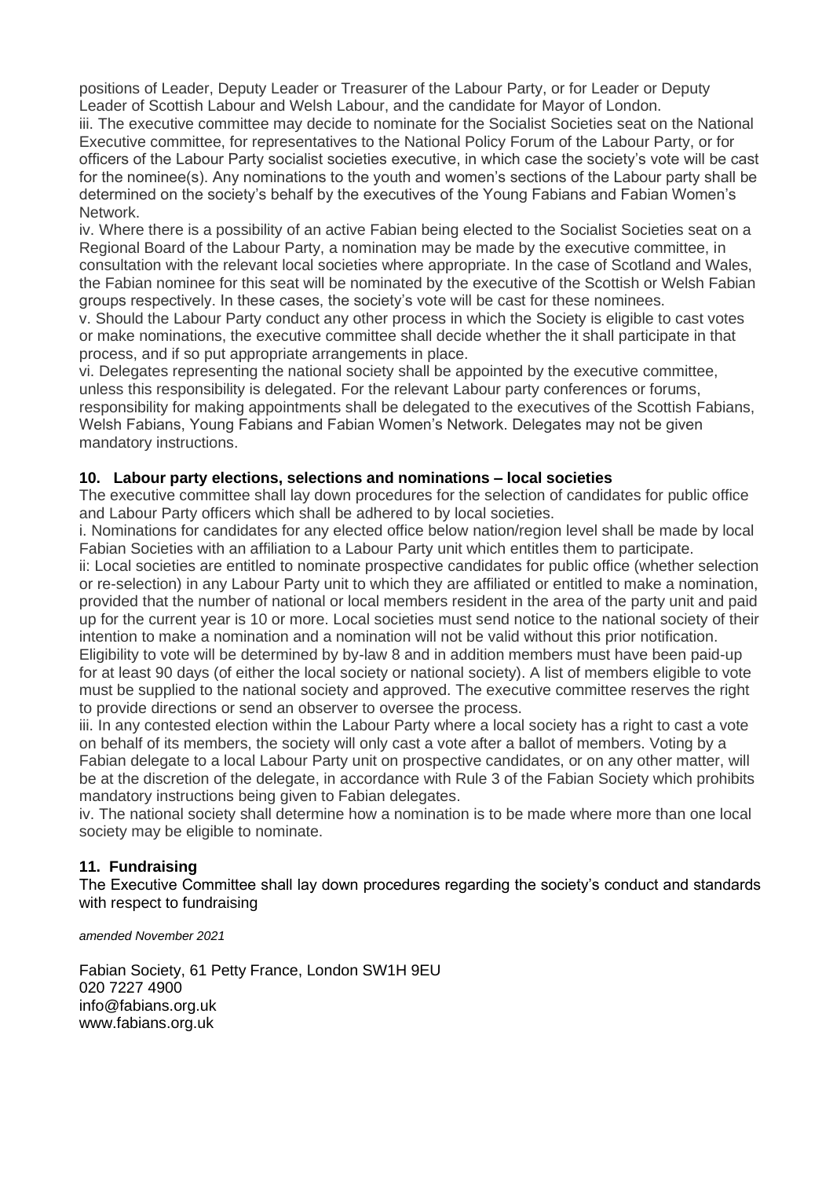positions of Leader, Deputy Leader or Treasurer of the Labour Party, or for Leader or Deputy Leader of Scottish Labour and Welsh Labour, and the candidate for Mayor of London.

iii. The executive committee may decide to nominate for the Socialist Societies seat on the National Executive committee, for representatives to the National Policy Forum of the Labour Party, or for officers of the Labour Party socialist societies executive, in which case the society's vote will be cast for the nominee(s). Any nominations to the youth and women's sections of the Labour party shall be determined on the society's behalf by the executives of the Young Fabians and Fabian Women's Network.

iv. Where there is a possibility of an active Fabian being elected to the Socialist Societies seat on a Regional Board of the Labour Party, a nomination may be made by the executive committee, in consultation with the relevant local societies where appropriate. In the case of Scotland and Wales, the Fabian nominee for this seat will be nominated by the executive of the Scottish or Welsh Fabian groups respectively. In these cases, the society's vote will be cast for these nominees.

v. Should the Labour Party conduct any other process in which the Society is eligible to cast votes or make nominations, the executive committee shall decide whether the it shall participate in that process, and if so put appropriate arrangements in place.

vi. Delegates representing the national society shall be appointed by the executive committee, unless this responsibility is delegated. For the relevant Labour party conferences or forums, responsibility for making appointments shall be delegated to the executives of the Scottish Fabians, Welsh Fabians, Young Fabians and Fabian Women's Network. Delegates may not be given mandatory instructions.

### 10. Labour party elections, selections and nominations – local societies

The executive committee shall lay down procedures for the selection of candidates for public office and Labour Party officers which shall be adhered to by local societies.

i. Nominations for candidates for any elected office below nation/region level shall be made by local Fabian Societies with an affiliation to a Labour Party unit which entitles them to participate.

ii: Local societies are entitled to nominate prospective candidates for public office (whether selection or re-selection) in any Labour Party unit to which they are affiliated or entitled to make a nomination, provided that the number of national or local members resident in the area of the party unit and paid up for the current year is 10 or more. Local societies must send notice to the national society of their intention to make a nomination and a nomination will not be valid without this prior notification. Eligibility to vote will be determined by by-law 8 and in addition members must have been paid-up for at least 90 days (of either the local society or national society). A list of members eligible to vote must be supplied to the national society and approved. The executive committee reserves the right to provide directions or send an observer to oversee the process.

iii. In any contested election within the Labour Party where a local society has a right to cast a vote on behalf of its members, the society will only cast a vote after a ballot of members. Voting by a Fabian delegate to a local Labour Party unit on prospective candidates, or on any other matter, will be at the discretion of the delegate, in accordance with Rule 3 of the Fabian Society which prohibits mandatory instructions being given to Fabian delegates.

iv. The national society shall determine how a nomination is to be made where more than one local society may be eligible to nominate.

### 11. Fundraising

The Executive Committee shall lay down procedures regarding the society's conduct and standards with respect to fundraising

*amended November 2021*

Fabian Society, 61 Petty France, London SW1H 9EU
020 7227 4900
info@fabians.org.uk
www.fabians.org.uk